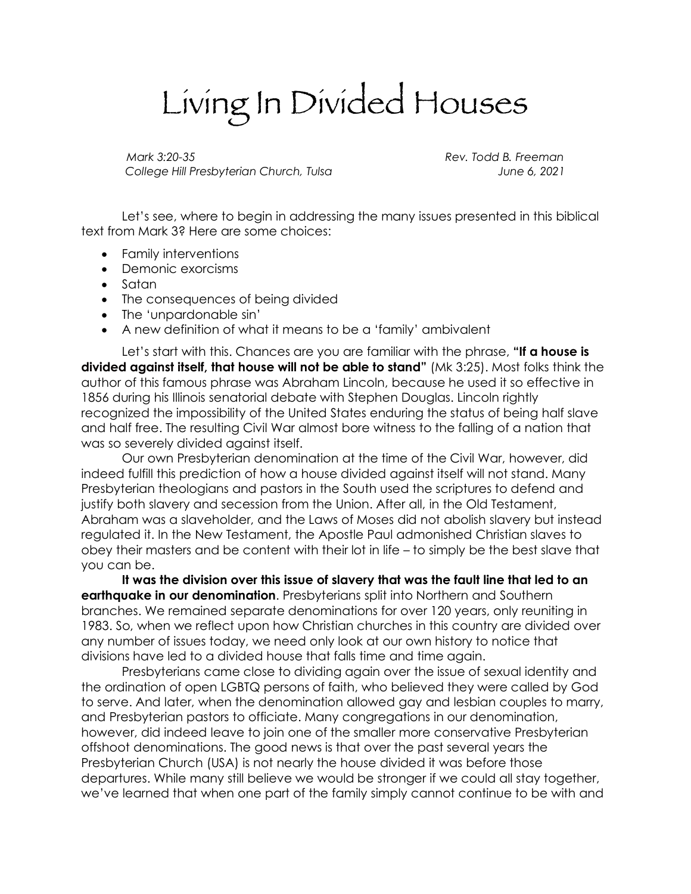# Living In Divided Houses

*Mark 3:20-35* *Rev. Todd B. Freeman*
*College Hill Presbyterian Church, Tulsa* *June 6, 2021*

Let's see, where to begin in addressing the many issues presented in this biblical text from Mark 3? Here are some choices:

- Family interventions
- Demonic exorcisms
- Satan
- The consequences of being divided
- The 'unpardonable sin'
- A new definition of what it means to be a 'family' ambivalent

Let's start with this. Chances are you are familiar with the phrase, **"If a house is divided against itself, that house will not be able to stand"** (Mk 3:25). Most folks think the author of this famous phrase was Abraham Lincoln, because he used it so effective in 1856 during his Illinois senatorial debate with Stephen Douglas. Lincoln rightly recognized the impossibility of the United States enduring the status of being half slave and half free. The resulting Civil War almost bore witness to the falling of a nation that was so severely divided against itself.

Our own Presbyterian denomination at the time of the Civil War, however, did indeed fulfill this prediction of how a house divided against itself will not stand. Many Presbyterian theologians and pastors in the South used the scriptures to defend and justify both slavery and secession from the Union. After all, in the Old Testament, Abraham was a slaveholder, and the Laws of Moses did not abolish slavery but instead regulated it. In the New Testament, the Apostle Paul admonished Christian slaves to obey their masters and be content with their lot in life – to simply be the best slave that you can be.

**It was the division over this issue of slavery that was the fault line that led to an earthquake in our denomination**. Presbyterians split into Northern and Southern branches. We remained separate denominations for over 120 years, only reuniting in 1983. So, when we reflect upon how Christian churches in this country are divided over any number of issues today, we need only look at our own history to notice that divisions have led to a divided house that falls time and time again.

Presbyterians came close to dividing again over the issue of sexual identity and the ordination of open LGBTQ persons of faith, who believed they were called by God to serve. And later, when the denomination allowed gay and lesbian couples to marry, and Presbyterian pastors to officiate. Many congregations in our denomination, however, did indeed leave to join one of the smaller more conservative Presbyterian offshoot denominations. The good news is that over the past several years the Presbyterian Church (USA) is not nearly the house divided it was before those departures. While many still believe we would be stronger if we could all stay together, we've learned that when one part of the family simply cannot continue to be with and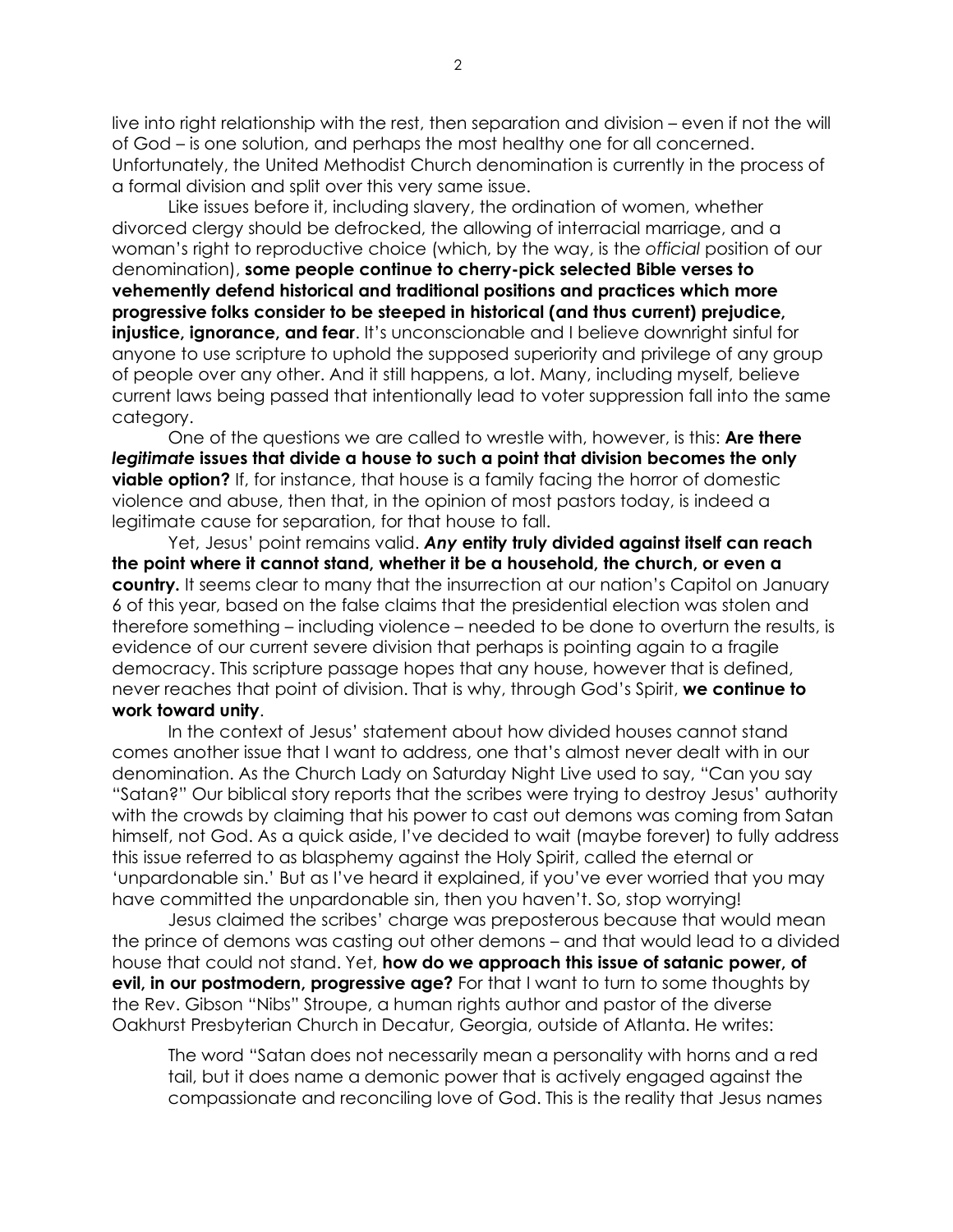live into right relationship with the rest, then separation and division – even if not the will of God – is one solution, and perhaps the most healthy one for all concerned. Unfortunately, the United Methodist Church denomination is currently in the process of a formal division and split over this very same issue.

Like issues before it, including slavery, the ordination of women, whether divorced clergy should be defrocked, the allowing of interracial marriage, and a woman's right to reproductive choice (which, by the way, is the *official* position of our denomination), **some people continue to cherry-pick selected Bible verses to vehemently defend historical and traditional positions and practices which more progressive folks consider to be steeped in historical (and thus current) prejudice, injustice, ignorance, and fear**. It's unconscionable and I believe downright sinful for anyone to use scripture to uphold the supposed superiority and privilege of any group of people over any other. And it still happens, a lot. Many, including myself, believe current laws being passed that intentionally lead to voter suppression fall into the same category.

One of the questions we are called to wrestle with, however, is this: **Are there *legitimate* issues that divide a house to such a point that division becomes the only viable option?** If, for instance, that house is a family facing the horror of domestic violence and abuse, then that, in the opinion of most pastors today, is indeed a legitimate cause for separation, for that house to fall.

Yet, Jesus' point remains valid. ***Any* entity truly divided against itself can reach the point where it cannot stand, whether it be a household, the church, or even a country.** It seems clear to many that the insurrection at our nation's Capitol on January 6 of this year, based on the false claims that the presidential election was stolen and therefore something – including violence – needed to be done to overturn the results, is evidence of our current severe division that perhaps is pointing again to a fragile democracy. This scripture passage hopes that any house, however that is defined, never reaches that point of division. That is why, through God's Spirit, **we continue to work toward unity**.

In the context of Jesus' statement about how divided houses cannot stand comes another issue that I want to address, one that's almost never dealt with in our denomination. As the Church Lady on Saturday Night Live used to say, "Can you say "Satan?" Our biblical story reports that the scribes were trying to destroy Jesus' authority with the crowds by claiming that his power to cast out demons was coming from Satan himself, not God. As a quick aside, I've decided to wait (maybe forever) to fully address this issue referred to as blasphemy against the Holy Spirit, called the eternal or 'unpardonable sin.' But as I've heard it explained, if you've ever worried that you may have committed the unpardonable sin, then you haven't. So, stop worrying!

Jesus claimed the scribes' charge was preposterous because that would mean the prince of demons was casting out other demons – and that would lead to a divided house that could not stand. Yet, **how do we approach this issue of satanic power, of evil, in our postmodern, progressive age?** For that I want to turn to some thoughts by the Rev. Gibson "Nibs" Stroupe, a human rights author and pastor of the diverse Oakhurst Presbyterian Church in Decatur, Georgia, outside of Atlanta. He writes:

> The word "Satan does not necessarily mean a personality with horns and a red tail, but it does name a demonic power that is actively engaged against the compassionate and reconciling love of God. This is the reality that Jesus names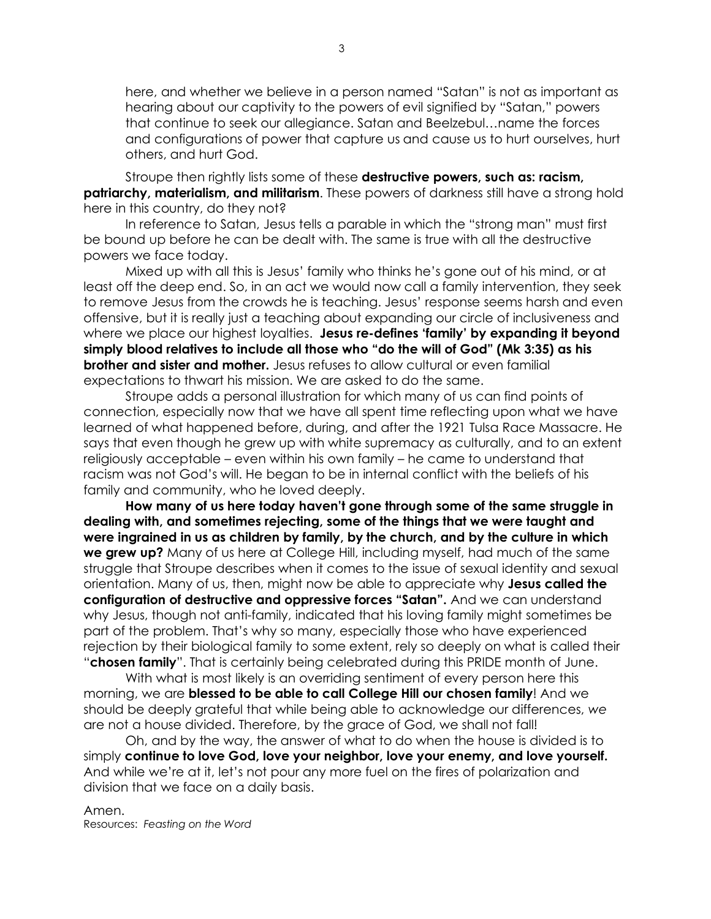here, and whether we believe in a person named "Satan" is not as important as hearing about our captivity to the powers of evil signified by "Satan," powers that continue to seek our allegiance. Satan and Beelzebul…name the forces and configurations of power that capture us and cause us to hurt ourselves, hurt others, and hurt God.

Stroupe then rightly lists some of these **destructive powers, such as: racism, patriarchy, materialism, and militarism**. These powers of darkness still have a strong hold here in this country, do they not?

In reference to Satan, Jesus tells a parable in which the "strong man" must first be bound up before he can be dealt with. The same is true with all the destructive powers we face today.

Mixed up with all this is Jesus' family who thinks he's gone out of his mind, or at least off the deep end. So, in an act we would now call a family intervention, they seek to remove Jesus from the crowds he is teaching. Jesus' response seems harsh and even offensive, but it is really just a teaching about expanding our circle of inclusiveness and where we place our highest loyalties. **Jesus re-defines 'family' by expanding it beyond simply blood relatives to include all those who "do the will of God" (Mk 3:35) as his brother and sister and mother.** Jesus refuses to allow cultural or even familial expectations to thwart his mission. We are asked to do the same.

Stroupe adds a personal illustration for which many of us can find points of connection, especially now that we have all spent time reflecting upon what we have learned of what happened before, during, and after the 1921 Tulsa Race Massacre. He says that even though he grew up with white supremacy as culturally, and to an extent religiously acceptable – even within his own family – he came to understand that racism was not God's will. He began to be in internal conflict with the beliefs of his family and community, who he loved deeply.

**How many of us here today haven't gone through some of the same struggle in dealing with, and sometimes rejecting, some of the things that we were taught and were ingrained in us as children by family, by the church, and by the culture in which we grew up?** Many of us here at College Hill, including myself, had much of the same struggle that Stroupe describes when it comes to the issue of sexual identity and sexual orientation. Many of us, then, might now be able to appreciate why **Jesus called the configuration of destructive and oppressive forces "Satan".** And we can understand why Jesus, though not anti-family, indicated that his loving family might sometimes be part of the problem. That's why so many, especially those who have experienced rejection by their biological family to some extent, rely so deeply on what is called their "**chosen family**". That is certainly being celebrated during this PRIDE month of June.

With what is most likely is an overriding sentiment of every person here this morning, we are **blessed to be able to call College Hill our chosen family**! And we should be deeply grateful that while being able to acknowledge our differences, *we* are not a house divided. Therefore, by the grace of God, we shall not fall!

Oh, and by the way, the answer of what to do when the house is divided is to simply **continue to love God, love your neighbor, love your enemy, and love yourself.** And while we're at it, let's not pour any more fuel on the fires of polarization and division that we face on a daily basis.

Amen.

Resources: *Feasting on the Word*